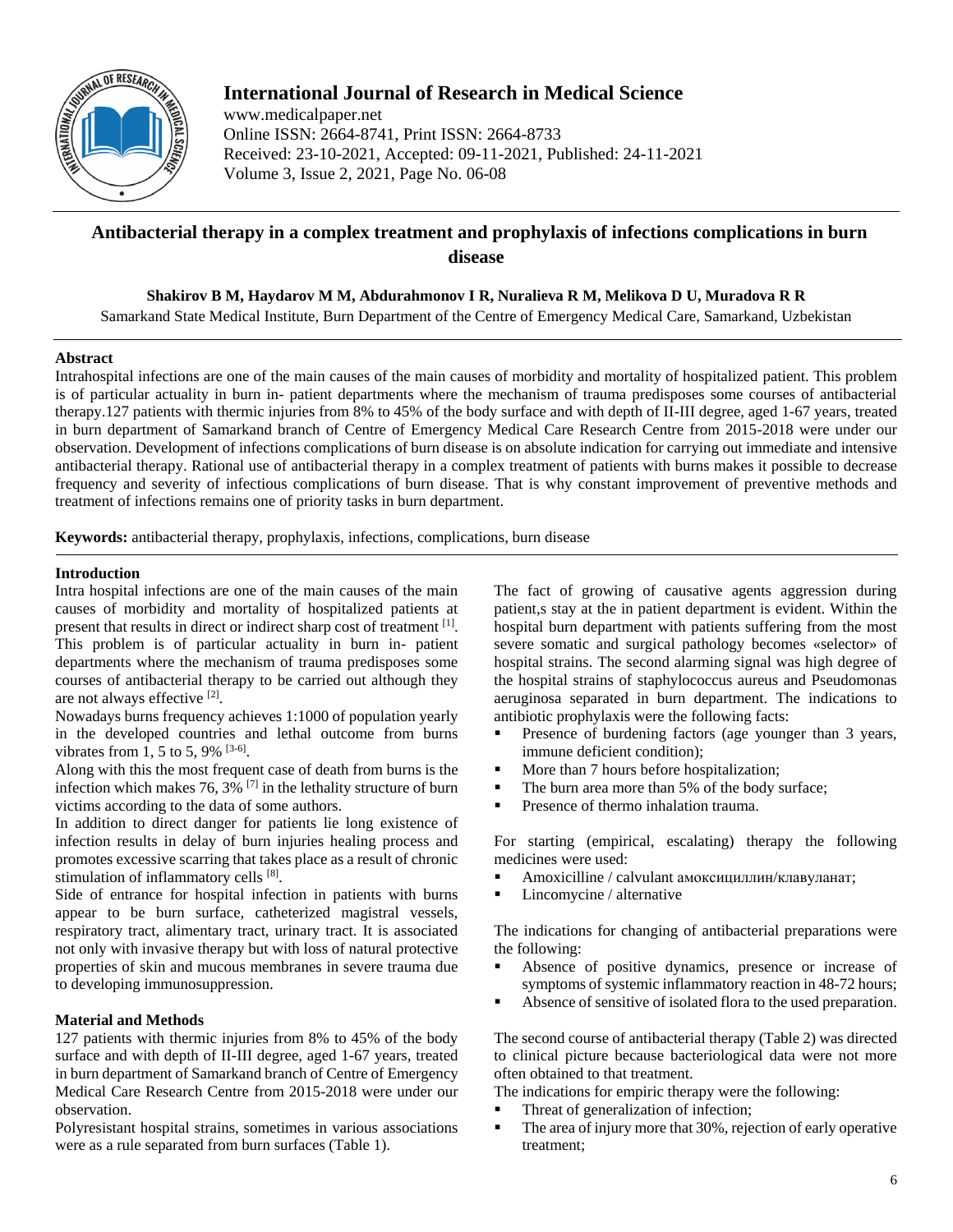# International Journal of Research in Medical Science

www.medicalpaper.net
Online ISSN: 2664-8741, Print ISSN: 2664-8733
Received: 23-10-2021, Accepted: 09-11-2021, Published: 24-11-2021
Volume 3, Issue 2, 2021, Page No. 06-08

## Antibacterial therapy in a complex treatment and prophylaxis of infections complications in burn disease

**Shakirov B M, Haydarov M M, Abdurahmonov I R, Nuralieva R M, Melikova D U, Muradova R R**

Samarkand State Medical Institute, Burn Department of the Centre of Emergency Medical Care, Samarkand, Uzbekistan

### Abstract

Intrahospital infections are one of the main causes of the main causes of morbidity and mortality of hospitalized patient. This problem is of particular actuality in burn in- patient departments where the mechanism of trauma predisposes some courses of antibacterial therapy.127 patients with thermic injuries from 8% to 45% of the body surface and with depth of II-III degree, aged 1-67 years, treated in burn department of Samarkand branch of Centre of Emergency Medical Care Research Centre from 2015-2018 were under our observation. Development of infections complications of burn disease is on absolute indication for carrying out immediate and intensive antibacterial therapy. Rational use of antibacterial therapy in a complex treatment of patients with burns makes it possible to decrease frequency and severity of infectious complications of burn disease. That is why constant improvement of preventive methods and treatment of infections remains one of priority tasks in burn department.

**Keywords:** antibacterial therapy, prophylaxis, infections, complications, burn disease

### Introduction

Intra hospital infections are one of the main causes of the main causes of morbidity and mortality of hospitalized patients at present that results in direct or indirect sharp cost of treatment [1]. This problem is of particular actuality in burn in- patient departments where the mechanism of trauma predisposes some courses of antibacterial therapy to be carried out although they are not always effective [2].

Nowadays burns frequency achieves 1:1000 of population yearly in the developed countries and lethal outcome from burns vibrates from 1, 5 to 5, 9% [3-6].

Along with this the most frequent case of death from burns is the infection which makes 76, 3% [7] in the lethality structure of burn victims according to the data of some authors.

In addition to direct danger for patients lie long existence of infection results in delay of burn injuries healing process and promotes excessive scarring that takes place as a result of chronic stimulation of inflammatory cells [8].

Side of entrance for hospital infection in patients with burns appear to be burn surface, catheterized magistral vessels, respiratory tract, alimentary tract, urinary tract. It is associated not only with invasive therapy but with loss of natural protective properties of skin and mucous membranes in severe trauma due to developing immunosuppression.

### Material and Methods

127 patients with thermic injuries from 8% to 45% of the body surface and with depth of II-III degree, aged 1-67 years, treated in burn department of Samarkand branch of Centre of Emergency Medical Care Research Centre from 2015-2018 were under our observation.

Polyresistant hospital strains, sometimes in various associations were as a rule separated from burn surfaces (Table 1).

The fact of growing of causative agents aggression during patient,s stay at the in patient department is evident. Within the hospital burn department with patients suffering from the most severe somatic and surgical pathology becomes «selector» of hospital strains. The second alarming signal was high degree of the hospital strains of staphylococcus aureus and Pseudomonas aeruginosa separated in burn department. The indications to antibiotic prophylaxis were the following facts:

- Presence of burdening factors (age younger than 3 years, immune deficient condition);
- More than 7 hours before hospitalization;
- The burn area more than 5% of the body surface;
- Presence of thermo inhalation trauma.

For starting (empirical, escalating) therapy the following medicines were used:

- Amoxicilline / calvulant амоксициллин/клавуланат;
- Lincomycine / alternative

The indications for changing of antibacterial preparations were the following:

- Absence of positive dynamics, presence or increase of symptoms of systemic inflammatory reaction in 48-72 hours;
- Absence of sensitive of isolated flora to the used preparation.

The second course of antibacterial therapy (Table 2) was directed to clinical picture because bacteriological data were not more often obtained to that treatment.

The indications for empiric therapy were the following:

- Threat of generalization of infection;
- The area of injury more that 30%, rejection of early operative treatment;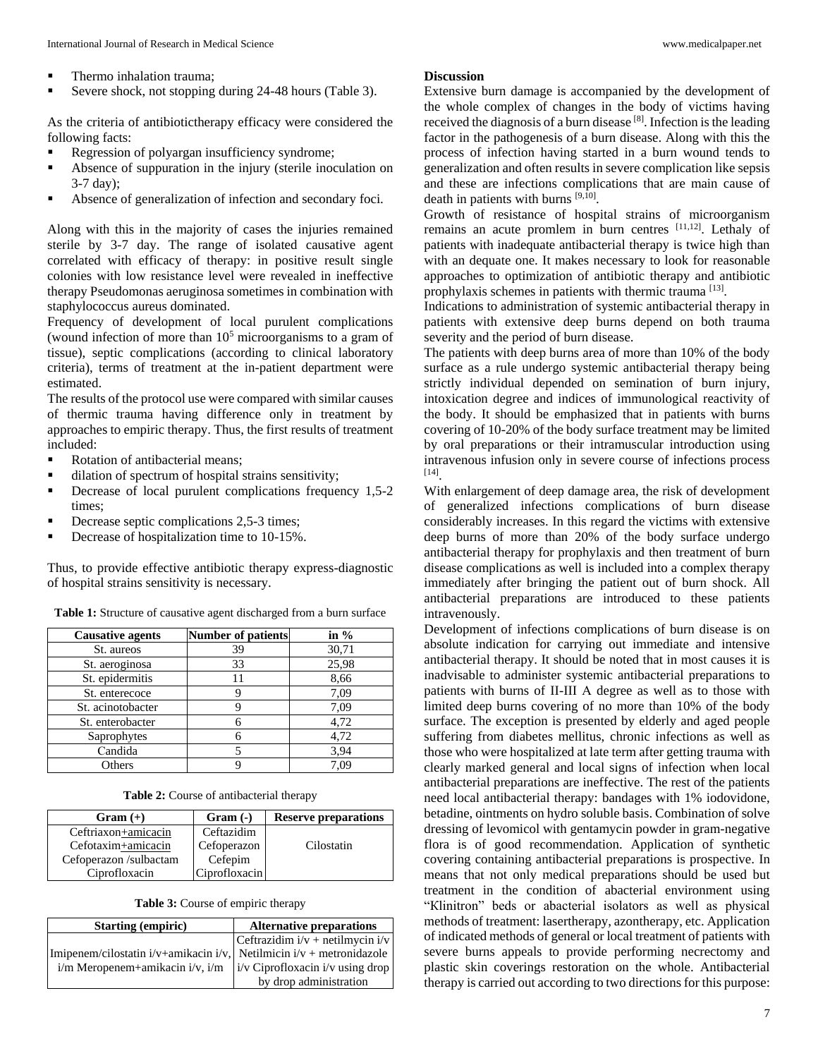- Thermo inhalation trauma;
- Severe shock, not stopping during 24-48 hours (Table 3).

As the criteria of antibiotictherapy efficacy were considered the following facts:

- Regression of polyargan insufficiency syndrome;
- Absence of suppuration in the injury (sterile inoculation on 3-7 day);
- Absence of generalization of infection and secondary foci.

Along with this in the majority of cases the injuries remained sterile by 3-7 day. The range of isolated causative agent correlated with efficacy of therapy: in positive result single colonies with low resistance level were revealed in ineffective therapy Pseudomonas aeruginosa sometimes in combination with staphylococcus aureus dominated.

Frequency of development of local purulent complications (wound infection of more than $10^5$ microorganisms to a gram of tissue), septic complications (according to clinical laboratory criteria), terms of treatment at the in-patient department were estimated.

The results of the protocol use were compared with similar causes of thermic trauma having difference only in treatment by approaches to empiric therapy. Thus, the first results of treatment included:

- Rotation of antibacterial means;
- dilation of spectrum of hospital strains sensitivity;
- Decrease of local purulent complications frequency 1,5-2 times;
- Decrease septic complications 2,5-3 times;
- Decrease of hospitalization time to 10-15%.

Thus, to provide effective antibiotic therapy express-diagnostic of hospital strains sensitivity is necessary.

**Table 1:** Structure of causative agent discharged from a burn surface

| Causative agents | Number of patients | in % |
|---|---|---|
| St. aureos | 39 | 30,71 |
| St. aeroginosa | 33 | 25,98 |
| St. epidermitis | 11 | 8,66 |
| St. enterecoce | 9 | 7,09 |
| St. acinotobacter | 9 | 7,09 |
| St. enterobacter | 6 | 4,72 |
| Saprophytes | 6 | 4,72 |
| Candida | 5 | 3,94 |
| Others | 9 | 7,09 |

**Table 2:** Course of antibacterial therapy

| Gram (+) | Gram (-) | Reserve preparations |
|---|---|---|
| Ceftriaxon+amicacin | Ceftazidim | Cilostatin |
| Cefotaxim+amicacin | Cefoperazon | |
| Cefoperazon /sulbactam | Cefepim | |
| Ciprofloxacin | Ciprofloxacin | |

**Table 3:** Course of empiric therapy

| Starting (empiric) | Alternative preparations |
|---|---|
| Imipenem/cilostatin i/v+amikacin i/v, i/m Meropenem+amikacin i/v, i/m | Ceftrazidim i/v + netilmycin i/v Netilmicin i/v + metronidazole i/v Ciprofloxacin i/v using drop by drop administration |

**Discussion**

Extensive burn damage is accompanied by the development of the whole complex of changes in the body of victims having received the diagnosis of a burn disease [8]. Infection is the leading factor in the pathogenesis of a burn disease. Along with this the process of infection having started in a burn wound tends to generalization and often results in severe complication like sepsis and these are infections complications that are main cause of death in patients with burns [9,10].

Growth of resistance of hospital strains of microorganism remains an acute promlem in burn centres [11,12]. Lethaly of patients with inadequate antibacterial therapy is twice high than with an dequate one. It makes necessary to look for reasonable approaches to optimization of antibiotic therapy and antibiotic prophylaxis schemes in patients with thermic trauma [13].

Indications to administration of systemic antibacterial therapy in patients with extensive deep burns depend on both trauma severity and the period of burn disease.

The patients with deep burns area of more than 10% of the body surface as a rule undergo systemic antibacterial therapy being strictly individual depended on semination of burn injury, intoxication degree and indices of immunological reactivity of the body. It should be emphasized that in patients with burns covering of 10-20% of the body surface treatment may be limited by oral preparations or their intramuscular introduction using intravenous infusion only in severe course of infections process [14].

With enlargement of deep damage area, the risk of development of generalized infections complications of burn disease considerably increases. In this regard the victims with extensive deep burns of more than 20% of the body surface undergo antibacterial therapy for prophylaxis and then treatment of burn disease complications as well is included into a complex therapy immediately after bringing the patient out of burn shock. All antibacterial preparations are introduced to these patients intravenously.

Development of infections complications of burn disease is on absolute indication for carrying out immediate and intensive antibacterial therapy. It should be noted that in most causes it is inadvisable to administer systemic antibacterial preparations to patients with burns of II-III A degree as well as to those with limited deep burns covering of no more than 10% of the body surface. The exception is presented by elderly and aged people suffering from diabetes mellitus, chronic infections as well as those who were hospitalized at late term after getting trauma with clearly marked general and local signs of infection when local antibacterial preparations are ineffective. The rest of the patients need local antibacterial therapy: bandages with 1% iodovidone, betadine, ointments on hydro soluble basis. Combination of solve dressing of levomicol with gentamycin powder in gram-negative flora is of good recommendation. Application of synthetic covering containing antibacterial preparations is prospective. In means that not only medical preparations should be used but treatment in the condition of abacterial environment using "Klinitron" beds or abacterial isolators as well as physical methods of treatment: lasertherapy, azontherapy, etc. Application of indicated methods of general or local treatment of patients with severe burns appeals to provide performing necrectomy and plastic skin coverings restoration on the whole. Antibacterial therapy is carried out according to two directions for this purpose: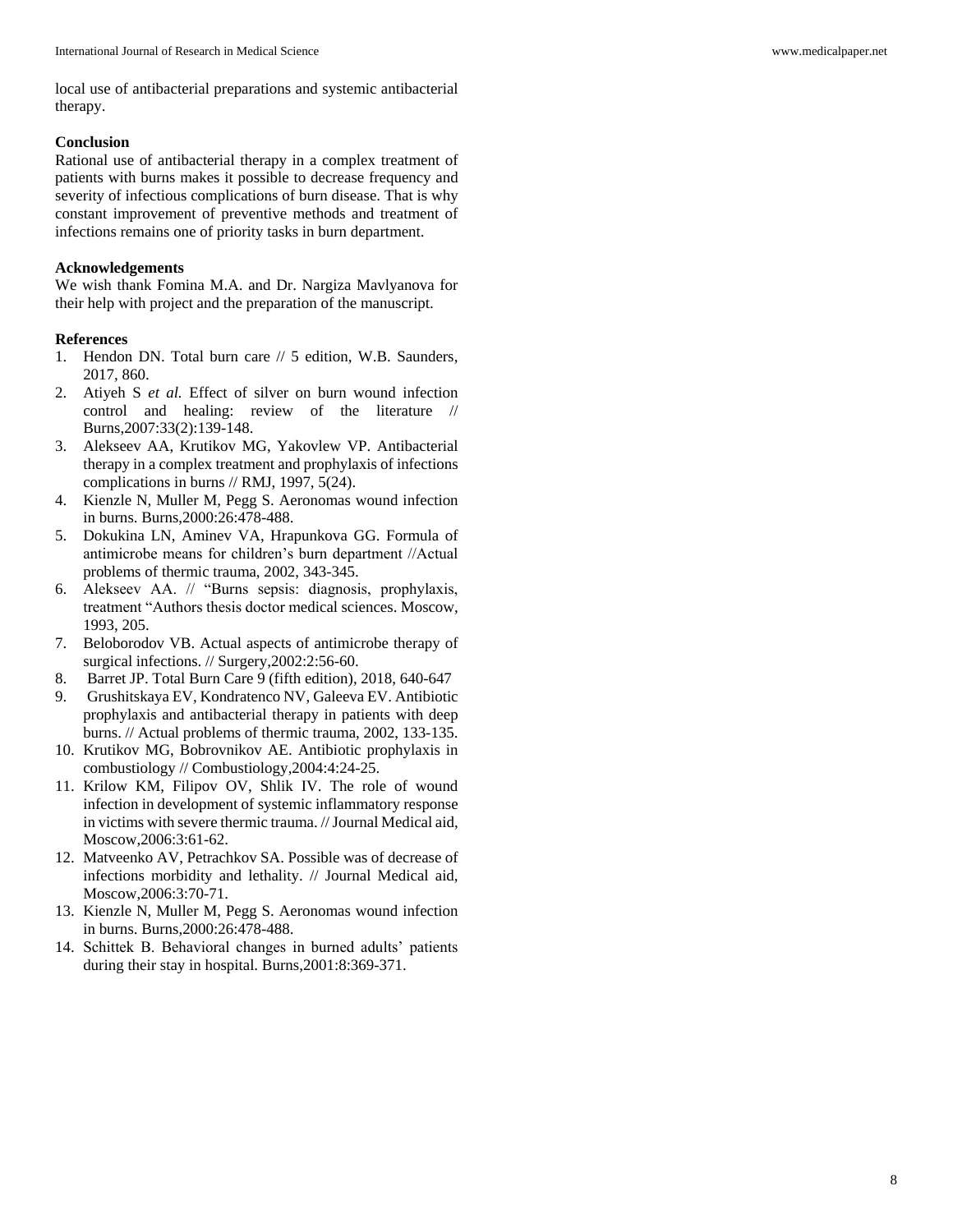local use of antibacterial preparations and systemic antibacterial therapy.

## Conclusion

Rational use of antibacterial therapy in a complex treatment of patients with burns makes it possible to decrease frequency and severity of infectious complications of burn disease. That is why constant improvement of preventive methods and treatment of infections remains one of priority tasks in burn department.

## Acknowledgements

We wish thank Fomina M.A. and Dr. Nargiza Mavlyanova for their help with project and the preparation of the manuscript.

## References

1. Hendon DN. Total burn care // 5 edition, W.B. Saunders, 2017, 860.
2. Atiyeh S *et al.* Effect of silver on burn wound infection control and healing: review of the literature // Burns,2007:33(2):139-148.
3. Alekseev AA, Krutikov MG, Yakovlew VP. Antibacterial therapy in a complex treatment and prophylaxis of infections complications in burns // RMJ, 1997, 5(24).
4. Kienzle N, Muller M, Pegg S. Aeronomas wound infection in burns. Burns,2000:26:478-488.
5. Dokukina LN, Aminev VA, Hrapunkova GG. Formula of antimicrobe means for children's burn department //Actual problems of thermic trauma, 2002, 343-345.
6. Alekseev AA. // "Burns sepsis: diagnosis, prophylaxis, treatment "Authors thesis doctor medical sciences. Moscow, 1993, 205.
7. Beloborodov VB. Actual aspects of antimicrobe therapy of surgical infections. // Surgery,2002:2:56-60.
8. Barret JP. Total Burn Care 9 (fifth edition), 2018, 640-647
9. Grushitskaya EV, Kondratenco NV, Galeeva EV. Antibiotic prophylaxis and antibacterial therapy in patients with deep burns. // Actual problems of thermic trauma, 2002, 133-135.
10. Krutikov MG, Bobrovnikov AE. Antibiotic prophylaxis in combustiology // Combustiology,2004:4:24-25.
11. Krilow KM, Filipov OV, Shlik IV. The role of wound infection in development of systemic inflammatory response in victims with severe thermic trauma. // Journal Medical aid, Moscow,2006:3:61-62.
12. Matveenko AV, Petrachkov SA. Possible was of decrease of infections morbidity and lethality. // Journal Medical aid, Moscow,2006:3:70-71.
13. Kienzle N, Muller M, Pegg S. Aeronomas wound infection in burns. Burns,2000:26:478-488.
14. Schittek B. Behavioral changes in burned adults' patients during their stay in hospital. Burns,2001:8:369-371.